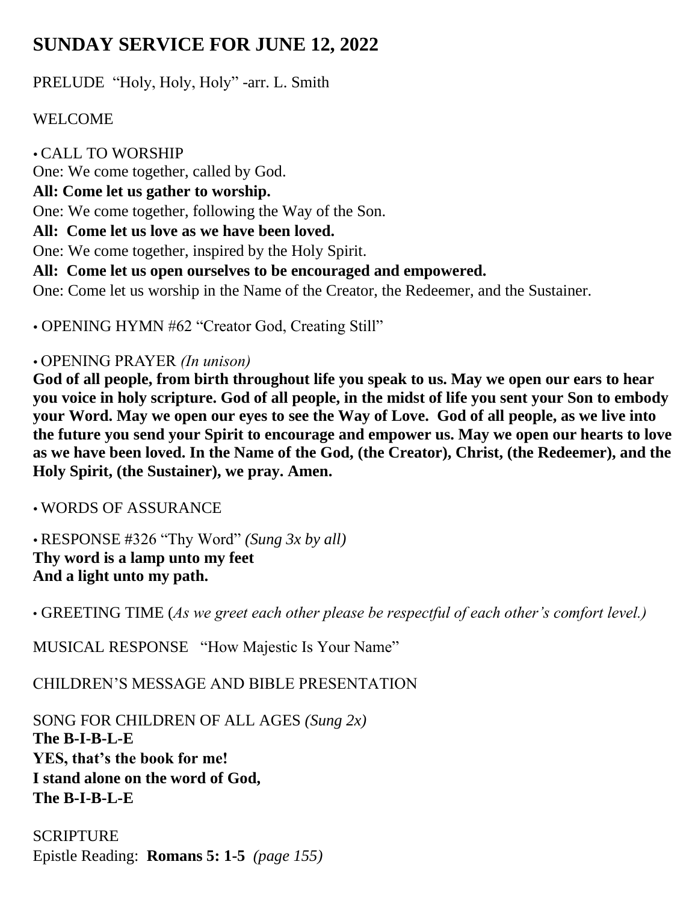# SUNDAY SERVICE FOR JUNE 12, 2022

PRELUDE "Holy, Holy, Holy" -arr. L. Smith

WELCOME

• CALL TO WORSHIP

One: We come together, called by God.

**All: Come let us gather to worship.**

One: We come together, following the Way of the Son.

**All: Come let us love as we have been loved.**

One: We come together, inspired by the Holy Spirit.

**All: Come let us open ourselves to be encouraged and empowered.**

One: Come let us worship in the Name of the Creator, the Redeemer, and the Sustainer.

• OPENING HYMN #62 "Creator God, Creating Still"

• OPENING PRAYER *(In unison)*

**God of all people, from birth throughout life you speak to us. May we open our ears to hear you voice in holy scripture. God of all people, in the midst of life you sent your Son to embody your Word. May we open our eyes to see the Way of Love. God of all people, as we live into the future you send your Spirit to encourage and empower us. May we open our hearts to love as we have been loved. In the Name of the God, (the Creator), Christ, (the Redeemer), and the Holy Spirit, (the Sustainer), we pray. Amen.**

• WORDS OF ASSURANCE

• RESPONSE #326 "Thy Word" *(Sung 3x by all)*

**Thy word is a lamp unto my feet**
**And a light unto my path.**

• GREETING TIME (*As we greet each other please be respectful of each other's comfort level.)*

MUSICAL RESPONSE "How Majestic Is Your Name"

CHILDREN'S MESSAGE AND BIBLE PRESENTATION

SONG FOR CHILDREN OF ALL AGES *(Sung 2x)*

**The B-I-B-L-E**
**YES, that's the book for me!**
**I stand alone on the word of God,**
**The B-I-B-L-E**

SCRIPTURE

Epistle Reading: **Romans 5: 1-5** *(page 155)*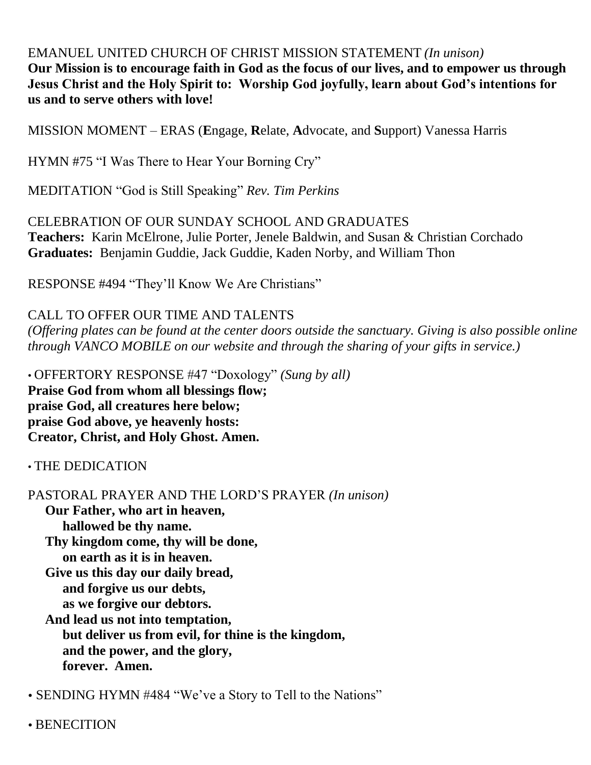EMANUEL UNITED CHURCH OF CHRIST MISSION STATEMENT *(In unison)*
**Our Mission is to encourage faith in God as the focus of our lives, and to empower us through Jesus Christ and the Holy Spirit to: Worship God joyfully, learn about God's intentions for us and to serve others with love!**

MISSION MOMENT – ERAS (**E**ngage, **R**elate, **A**dvocate, and **S**upport) Vanessa Harris

HYMN #75 "I Was There to Hear Your Borning Cry"

MEDITATION "God is Still Speaking" *Rev. Tim Perkins*

CELEBRATION OF OUR SUNDAY SCHOOL AND GRADUATES
**Teachers:** Karin McElrone, Julie Porter, Jenele Baldwin, and Susan & Christian Corchado
**Graduates:** Benjamin Guddie, Jack Guddie, Kaden Norby, and William Thon

RESPONSE #494 "They'll Know We Are Christians"

CALL TO OFFER OUR TIME AND TALENTS
*(Offering plates can be found at the center doors outside the sanctuary. Giving is also possible online through VANCO MOBILE on our website and through the sharing of your gifts in service.)*

• OFFERTORY RESPONSE #47 "Doxology" *(Sung by all)*
**Praise God from whom all blessings flow;**
**praise God, all creatures here below;**
**praise God above, ye heavenly hosts:**
**Creator, Christ, and Holy Ghost. Amen.**

• THE DEDICATION

PASTORAL PRAYER AND THE LORD'S PRAYER *(In unison)*
**Our Father, who art in heaven,**
**hallowed be thy name.**
**Thy kingdom come, thy will be done,**
**on earth as it is in heaven.**
**Give us this day our daily bread,**
**and forgive us our debts,**
**as we forgive our debtors.**
**And lead us not into temptation,**
**but deliver us from evil, for thine is the kingdom,**
**and the power, and the glory,**
**forever. Amen.**

• SENDING HYMN #484 "We've a Story to Tell to the Nations"

• BENECITION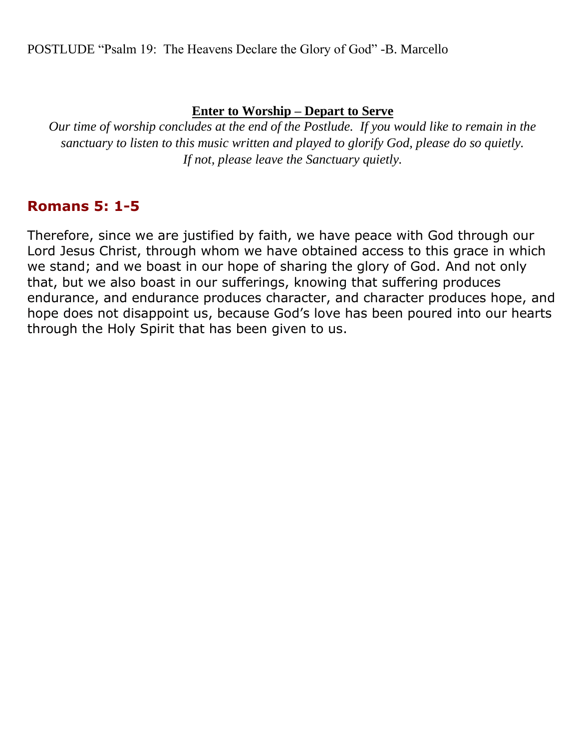POSTLUDE "Psalm 19: The Heavens Declare the Glory of God" -B. Marcello

**Enter to Worship – Depart to Serve**

*Our time of worship concludes at the end of the Postlude. If you would like to remain in the sanctuary to listen to this music written and played to glorify God, please do so quietly. If not, please leave the Sanctuary quietly.*

## Romans 5: 1-5

Therefore, since we are justified by faith, we have peace with God through our Lord Jesus Christ, through whom we have obtained access to this grace in which we stand; and we boast in our hope of sharing the glory of God. And not only that, but we also boast in our sufferings, knowing that suffering produces endurance, and endurance produces character, and character produces hope, and hope does not disappoint us, because God's love has been poured into our hearts through the Holy Spirit that has been given to us.